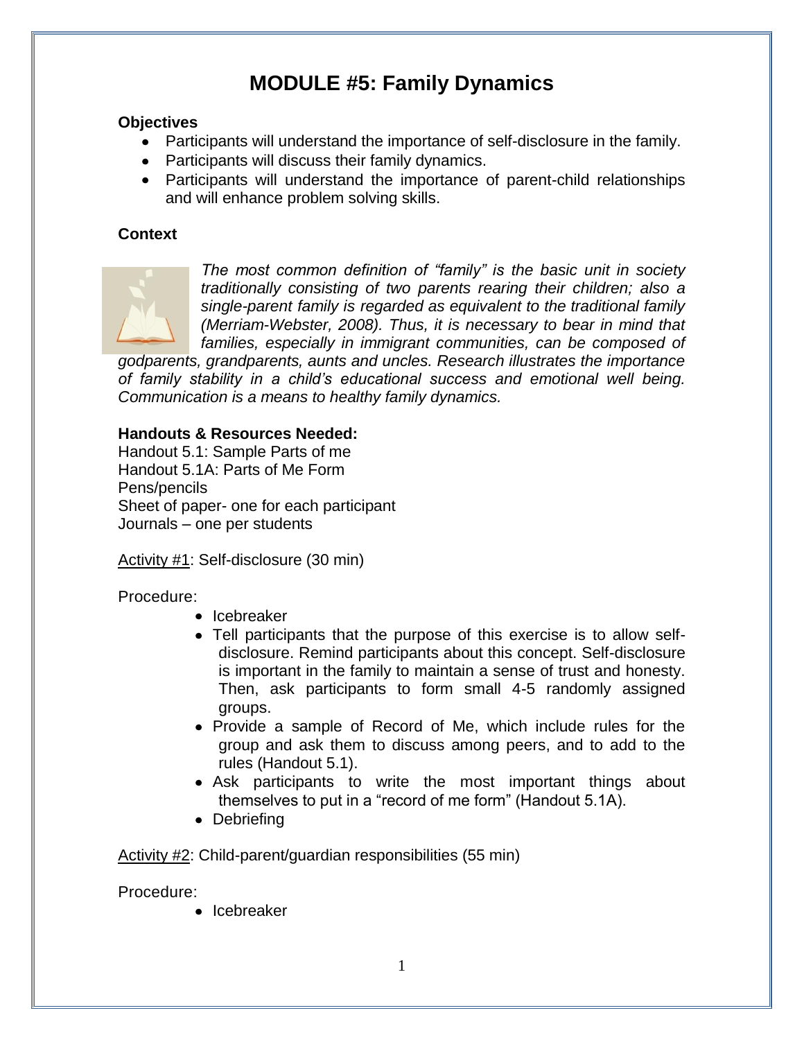# MODULE #5: Family Dynamics

**Objectives**

- Participants will understand the importance of self-disclosure in the family.
- Participants will discuss their family dynamics.
- Participants will understand the importance of parent-child relationships and will enhance problem solving skills.

**Context**

*The most common definition of "family" is the basic unit in society traditionally consisting of two parents rearing their children; also a single-parent family is regarded as equivalent to the traditional family (Merriam-Webster, 2008). Thus, it is necessary to bear in mind that families, especially in immigrant communities, can be composed of godparents, grandparents, aunts and uncles. Research illustrates the importance of family stability in a child's educational success and emotional well being. Communication is a means to healthy family dynamics.*

**Handouts & Resources Needed:**

Handout 5.1: Sample Parts of me
Handout 5.1A: Parts of Me Form
Pens/pencils
Sheet of paper- one for each participant
Journals – one per students

<u>Activity #1</u>: Self-disclosure (30 min)

Procedure:

- Icebreaker
- Tell participants that the purpose of this exercise is to allow self-disclosure. Remind participants about this concept. Self-disclosure is important in the family to maintain a sense of trust and honesty. Then, ask participants to form small 4-5 randomly assigned groups.
- Provide a sample of Record of Me, which include rules for the group and ask them to discuss among peers, and to add to the rules (Handout 5.1).
- Ask participants to write the most important things about themselves to put in a "record of me form" (Handout 5.1A).
- Debriefing

<u>Activity #2</u>: Child-parent/guardian responsibilities (55 min)

Procedure:

- Icebreaker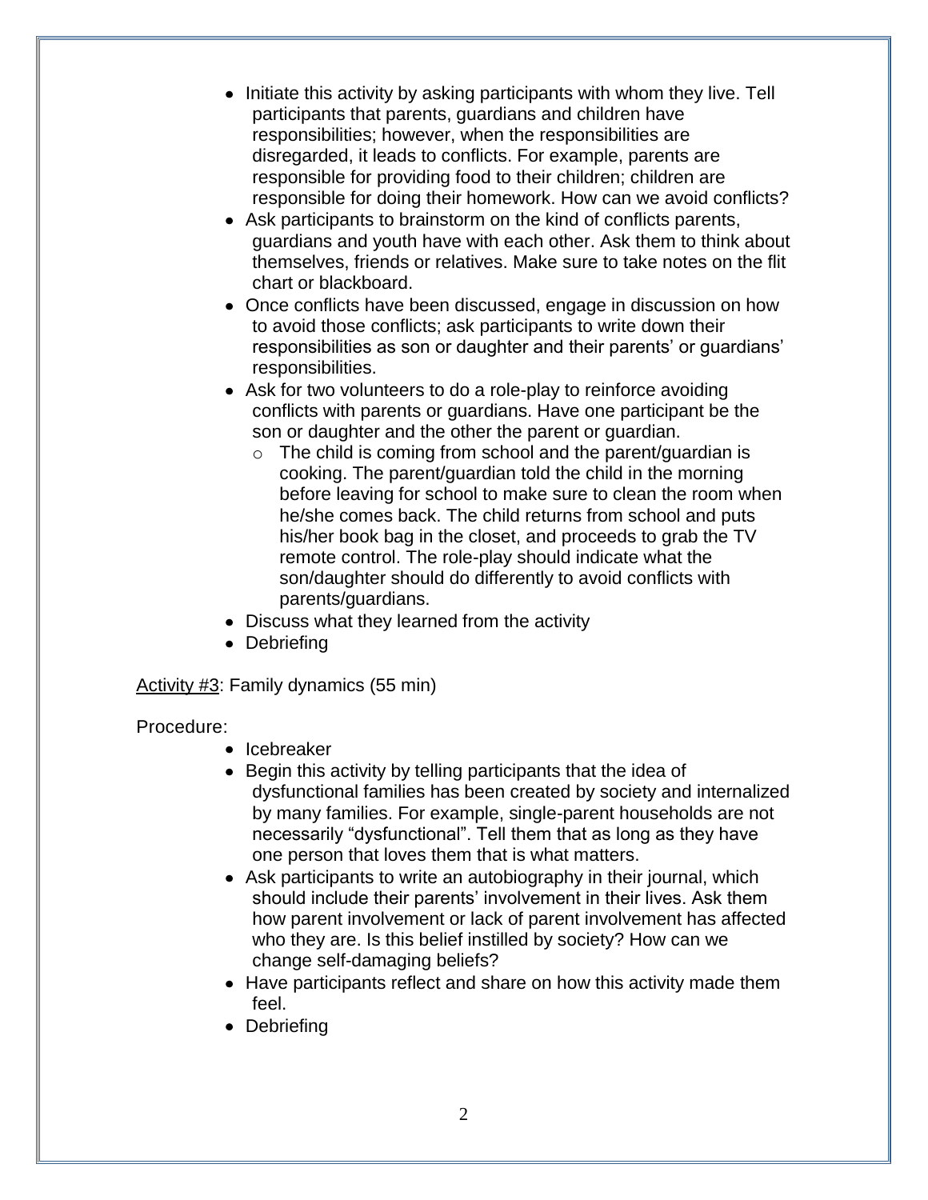- Initiate this activity by asking participants with whom they live. Tell participants that parents, guardians and children have responsibilities; however, when the responsibilities are disregarded, it leads to conflicts. For example, parents are responsible for providing food to their children; children are responsible for doing their homework. How can we avoid conflicts?
- Ask participants to brainstorm on the kind of conflicts parents, guardians and youth have with each other. Ask them to think about themselves, friends or relatives. Make sure to take notes on the flit chart or blackboard.
- Once conflicts have been discussed, engage in discussion on how to avoid those conflicts; ask participants to write down their responsibilities as son or daughter and their parents' or guardians' responsibilities.
- Ask for two volunteers to do a role-play to reinforce avoiding conflicts with parents or guardians. Have one participant be the son or daughter and the other the parent or guardian.
  - The child is coming from school and the parent/guardian is cooking. The parent/guardian told the child in the morning before leaving for school to make sure to clean the room when he/she comes back. The child returns from school and puts his/her book bag in the closet, and proceeds to grab the TV remote control. The role-play should indicate what the son/daughter should do differently to avoid conflicts with parents/guardians.
- Discuss what they learned from the activity
- Debriefing

<u>Activity #3</u>: Family dynamics (55 min)

Procedure:

- Icebreaker
- Begin this activity by telling participants that the idea of dysfunctional families has been created by society and internalized by many families. For example, single-parent households are not necessarily "dysfunctional". Tell them that as long as they have one person that loves them that is what matters.
- Ask participants to write an autobiography in their journal, which should include their parents' involvement in their lives. Ask them how parent involvement or lack of parent involvement has affected who they are. Is this belief instilled by society? How can we change self-damaging beliefs?
- Have participants reflect and share on how this activity made them feel.
- Debriefing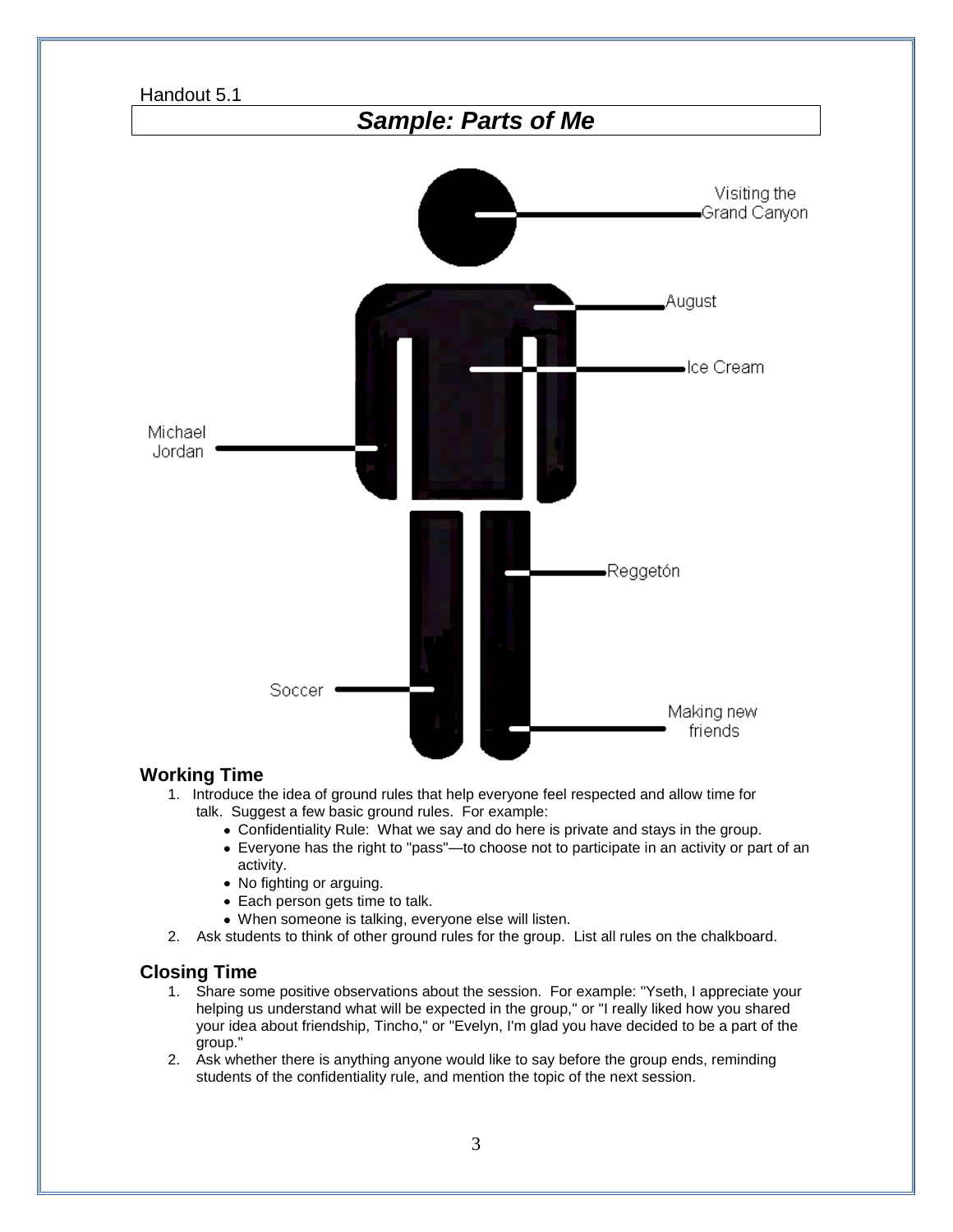Handout 5.1

## *Sample: Parts of Me*

Visiting the Grand Canyon

August

Ice Cream

Michael Jordan

Reggetón

Soccer

Making new friends

### Working Time

1. Introduce the idea of ground rules that help everyone feel respected and allow time for talk. Suggest a few basic ground rules. For example:
   - Confidentiality Rule: What we say and do here is private and stays in the group.
   - Everyone has the right to "pass"—to choose not to participate in an activity or part of an activity.
   - No fighting or arguing.
   - Each person gets time to talk.
   - When someone is talking, everyone else will listen.
2. Ask students to think of other ground rules for the group. List all rules on the chalkboard.

### Closing Time

1. Share some positive observations about the session. For example: "Yseth, I appreciate your helping us understand what will be expected in the group," or "I really liked how you shared your idea about friendship, Tincho," or "Evelyn, I'm glad you have decided to be a part of the group."
2. Ask whether there is anything anyone would like to say before the group ends, reminding students of the confidentiality rule, and mention the topic of the next session.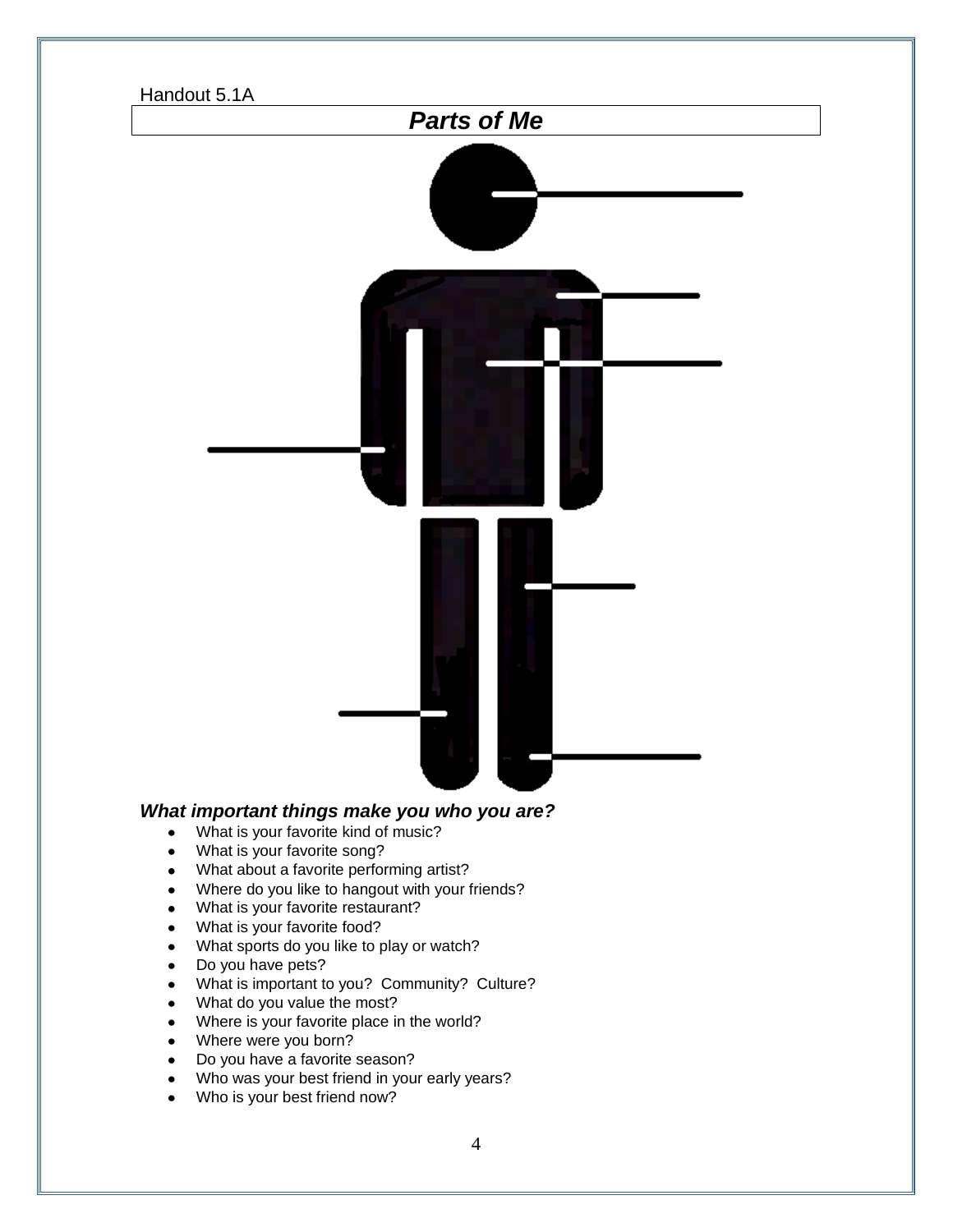Handout 5.1A

# *Parts of Me*

***What important things make you who you are?***

- What is your favorite kind of music?
- What is your favorite song?
- What about a favorite performing artist?
- Where do you like to hangout with your friends?
- What is your favorite restaurant?
- What is your favorite food?
- What sports do you like to play or watch?
- Do you have pets?
- What is important to you? Community? Culture?
- What do you value the most?
- Where is your favorite place in the world?
- Where were you born?
- Do you have a favorite season?
- Who was your best friend in your early years?
- Who is your best friend now?